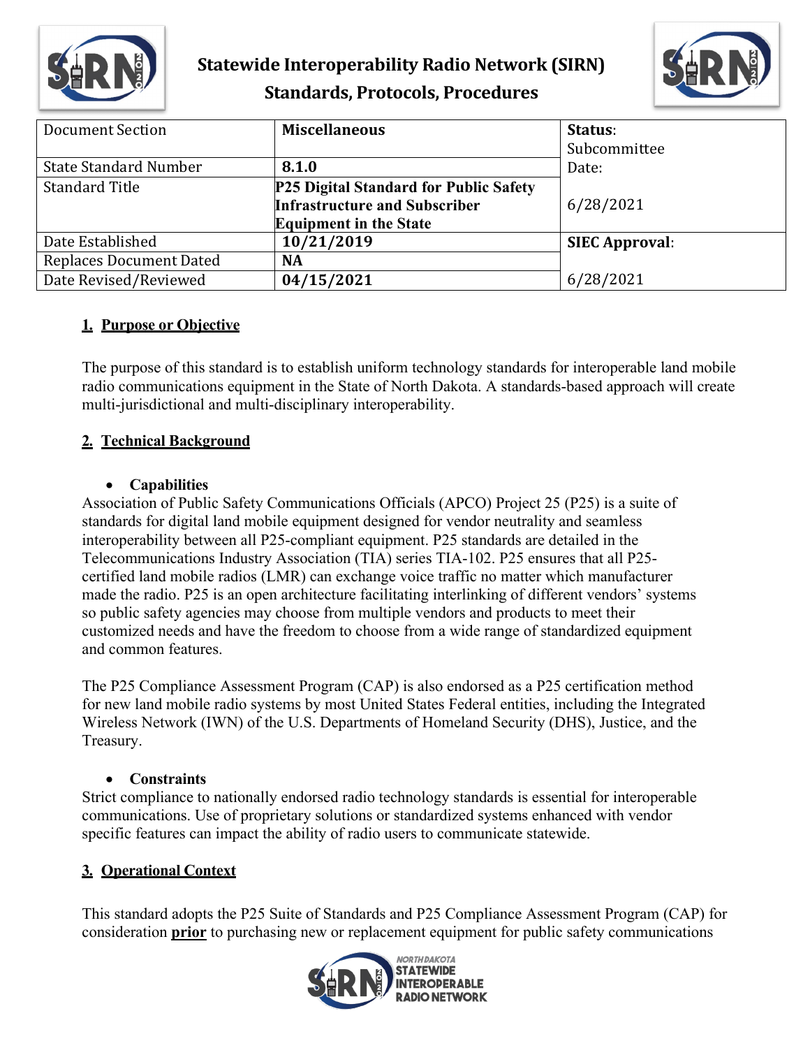# Statewide Interoperability Radio Network (SIRN)
## Standards, Protocols, Procedures

| Document Section | Miscellaneous | Status: Subcommittee Date: |
|---|---|---|
| State Standard Number | 8.1.0 | |
| Standard Title | P25 Digital Standard for Public Safety Infrastructure and Subscriber Equipment in the State | 6/28/2021 |
| Date Established | 10/21/2019 | SIEC Approval: |
| Replaces Document Dated | NA | |
| Date Revised/Reviewed | 04/15/2021 | 6/28/2021 |

## 1. Purpose or Objective

The purpose of this standard is to establish uniform technology standards for interoperable land mobile radio communications equipment in the State of North Dakota. A standards-based approach will create multi-jurisdictional and multi-disciplinary interoperability.

## 2. Technical Background

- **Capabilities**

Association of Public Safety Communications Officials (APCO) Project 25 (P25) is a suite of standards for digital land mobile equipment designed for vendor neutrality and seamless interoperability between all P25-compliant equipment. P25 standards are detailed in the Telecommunications Industry Association (TIA) series TIA-102. P25 ensures that all P25-certified land mobile radios (LMR) can exchange voice traffic no matter which manufacturer made the radio. P25 is an open architecture facilitating interlinking of different vendors' systems so public safety agencies may choose from multiple vendors and products to meet their customized needs and have the freedom to choose from a wide range of standardized equipment and common features.

The P25 Compliance Assessment Program (CAP) is also endorsed as a P25 certification method for new land mobile radio systems by most United States Federal entities, including the Integrated Wireless Network (IWN) of the U.S. Departments of Homeland Security (DHS), Justice, and the Treasury.

- **Constraints**

Strict compliance to nationally endorsed radio technology standards is essential for interoperable communications. Use of proprietary solutions or standardized systems enhanced with vendor specific features can impact the ability of radio users to communicate statewide.

## 3. Operational Context

This standard adopts the P25 Suite of Standards and P25 Compliance Assessment Program (CAP) for consideration **prior** to purchasing new or replacement equipment for public safety communications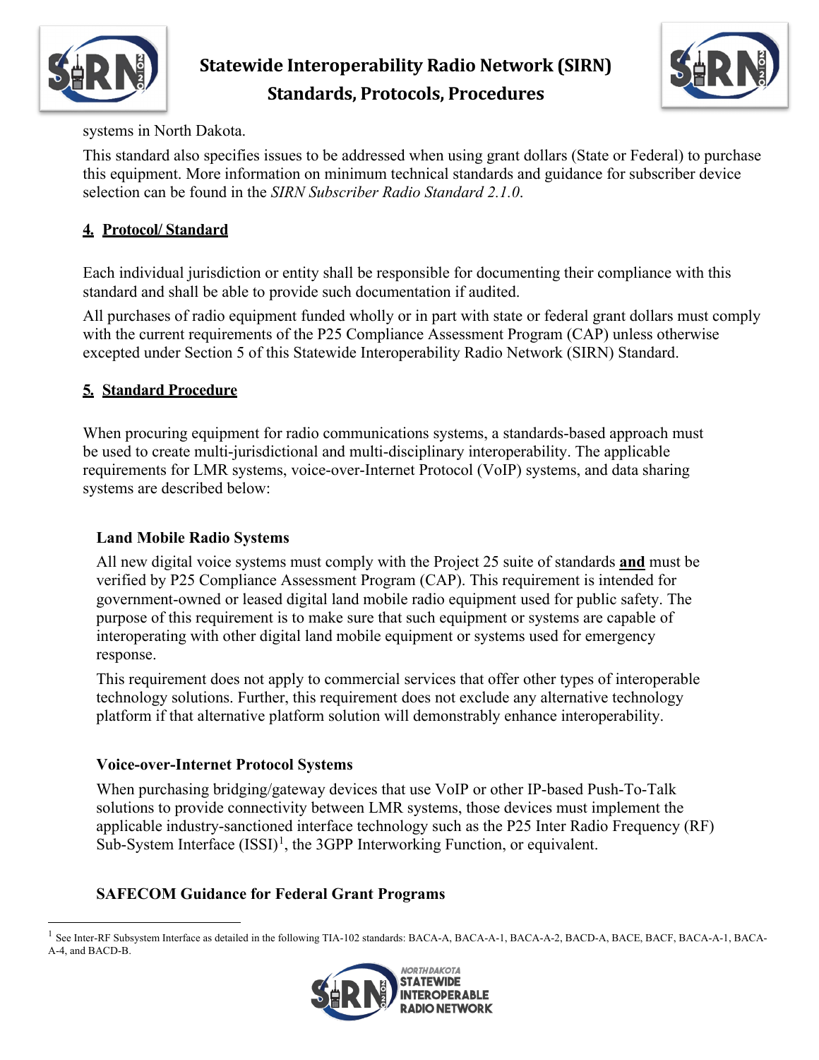systems in North Dakota.

This standard also specifies issues to be addressed when using grant dollars (State or Federal) to purchase this equipment. More information on minimum technical standards and guidance for subscriber device selection can be found in the *SIRN Subscriber Radio Standard 2.1.0*.

## 4. Protocol/ Standard

Each individual jurisdiction or entity shall be responsible for documenting their compliance with this standard and shall be able to provide such documentation if audited.

All purchases of radio equipment funded wholly or in part with state or federal grant dollars must comply with the current requirements of the P25 Compliance Assessment Program (CAP) unless otherwise excepted under Section 5 of this Statewide Interoperability Radio Network (SIRN) Standard.

## 5. Standard Procedure

When procuring equipment for radio communications systems, a standards-based approach must be used to create multi-jurisdictional and multi-disciplinary interoperability. The applicable requirements for LMR systems, voice-over-Internet Protocol (VoIP) systems, and data sharing systems are described below:

### Land Mobile Radio Systems

All new digital voice systems must comply with the Project 25 suite of standards **and** must be verified by P25 Compliance Assessment Program (CAP). This requirement is intended for government-owned or leased digital land mobile radio equipment used for public safety. The purpose of this requirement is to make sure that such equipment or systems are capable of interoperating with other digital land mobile equipment or systems used for emergency response.

This requirement does not apply to commercial services that offer other types of interoperable technology solutions. Further, this requirement does not exclude any alternative technology platform if that alternative platform solution will demonstrably enhance interoperability.

### Voice-over-Internet Protocol Systems

When purchasing bridging/gateway devices that use VoIP or other IP-based Push-To-Talk solutions to provide connectivity between LMR systems, those devices must implement the applicable industry-sanctioned interface technology such as the P25 Inter Radio Frequency (RF) Sub-System Interface (ISSI)[1], the 3GPP Interworking Function, or equivalent.

### SAFECOM Guidance for Federal Grant Programs

[1] See Inter-RF Subsystem Interface as detailed in the following TIA-102 standards: BACA-A, BACA-A-1, BACA-A-2, BACD-A, BACE, BACF, BACA-A-1, BACA-A-4, and BACD-B.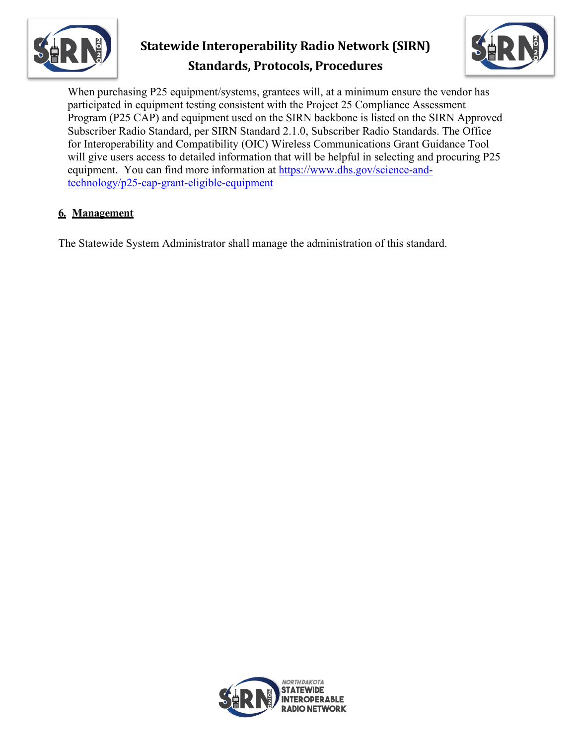When purchasing P25 equipment/systems, grantees will, at a minimum ensure the vendor has participated in equipment testing consistent with the Project 25 Compliance Assessment Program (P25 CAP) and equipment used on the SIRN backbone is listed on the SIRN Approved Subscriber Radio Standard, per SIRN Standard 2.1.0, Subscriber Radio Standards. The Office for Interoperability and Compatibility (OIC) Wireless Communications Grant Guidance Tool will give users access to detailed information that will be helpful in selecting and procuring P25 equipment. You can find more information at [https://www.dhs.gov/science-and-technology/p25-cap-grant-eligible-equipment](https://www.dhs.gov/science-and-technology/p25-cap-grant-eligible-equipment)

## 6. Management

The Statewide System Administrator shall manage the administration of this standard.